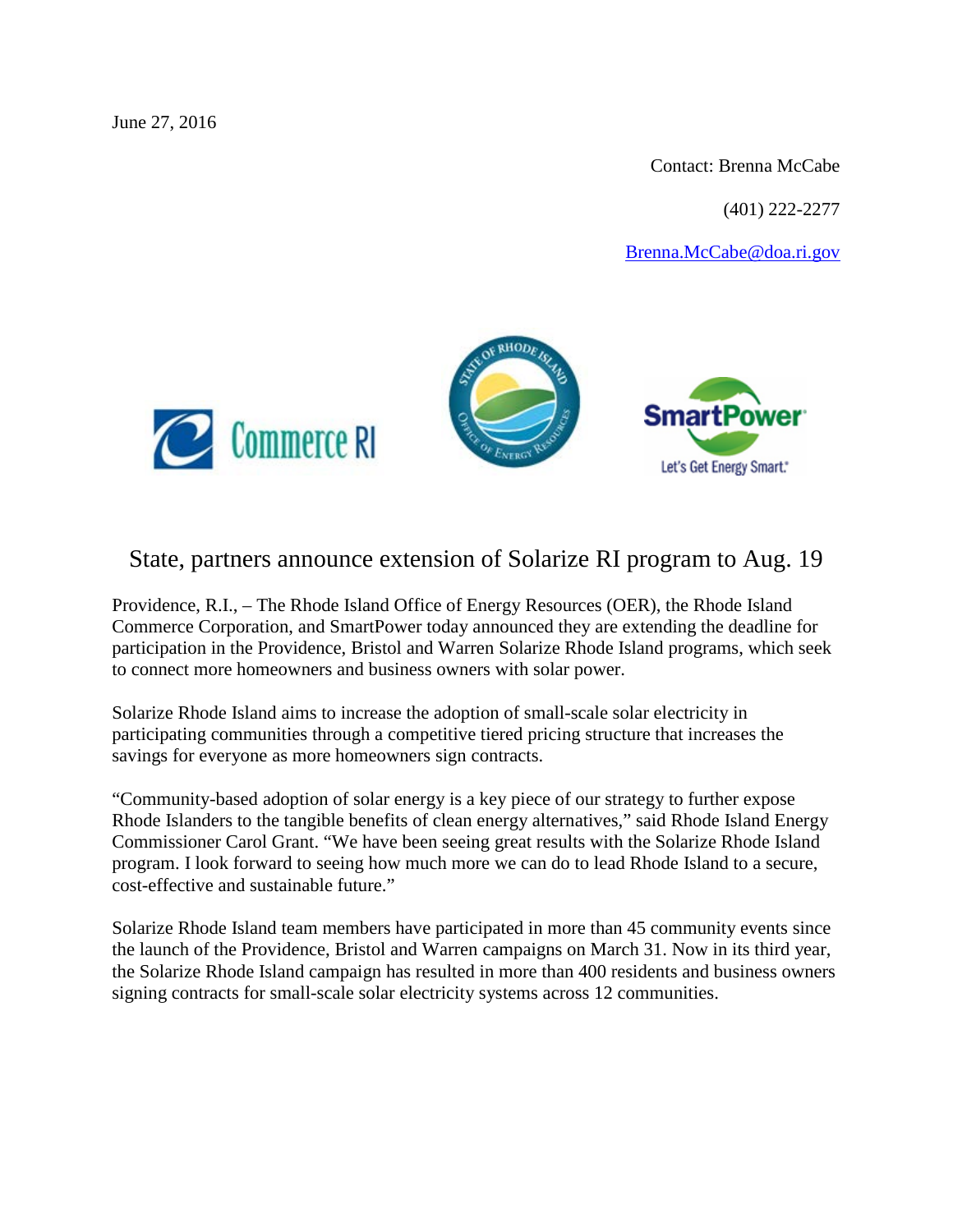June 27, 2016

Contact: Brenna McCabe

(401) 222-2277

Brenna.McCabe@doa.ri.gov

# State, partners announce extension of Solarize RI program to Aug. 19

Providence, R.I., – The Rhode Island Office of Energy Resources (OER), the Rhode Island Commerce Corporation, and SmartPower today announced they are extending the deadline for participation in the Providence, Bristol and Warren Solarize Rhode Island programs, which seek to connect more homeowners and business owners with solar power.

Solarize Rhode Island aims to increase the adoption of small-scale solar electricity in participating communities through a competitive tiered pricing structure that increases the savings for everyone as more homeowners sign contracts.

"Community-based adoption of solar energy is a key piece of our strategy to further expose Rhode Islanders to the tangible benefits of clean energy alternatives," said Rhode Island Energy Commissioner Carol Grant. "We have been seeing great results with the Solarize Rhode Island program. I look forward to seeing how much more we can do to lead Rhode Island to a secure, cost-effective and sustainable future."

Solarize Rhode Island team members have participated in more than 45 community events since the launch of the Providence, Bristol and Warren campaigns on March 31. Now in its third year, the Solarize Rhode Island campaign has resulted in more than 400 residents and business owners signing contracts for small-scale solar electricity systems across 12 communities.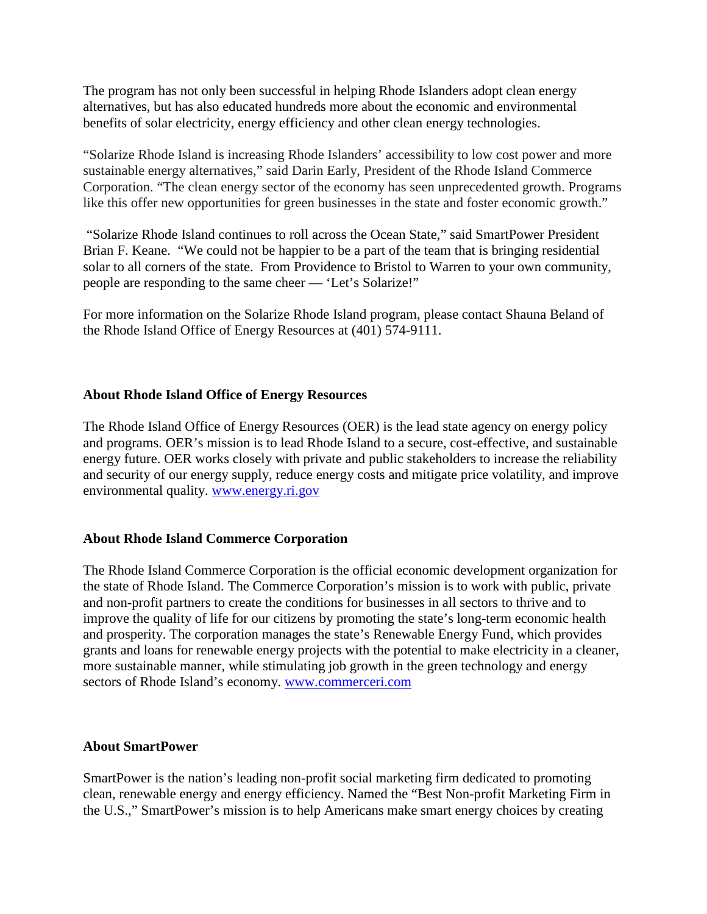The program has not only been successful in helping Rhode Islanders adopt clean energy alternatives, but has also educated hundreds more about the economic and environmental benefits of solar electricity, energy efficiency and other clean energy technologies.

"Solarize Rhode Island is increasing Rhode Islanders' accessibility to low cost power and more sustainable energy alternatives," said Darin Early, President of the Rhode Island Commerce Corporation. "The clean energy sector of the economy has seen unprecedented growth. Programs like this offer new opportunities for green businesses in the state and foster economic growth."

"Solarize Rhode Island continues to roll across the Ocean State," said SmartPower President Brian F. Keane. "We could not be happier to be a part of the team that is bringing residential solar to all corners of the state. From Providence to Bristol to Warren to your own community, people are responding to the same cheer — 'Let's Solarize!"

For more information on the Solarize Rhode Island program, please contact Shauna Beland of the Rhode Island Office of Energy Resources at (401) 574-9111.

**About Rhode Island Office of Energy Resources**

The Rhode Island Office of Energy Resources (OER) is the lead state agency on energy policy and programs. OER's mission is to lead Rhode Island to a secure, cost-effective, and sustainable energy future. OER works closely with private and public stakeholders to increase the reliability and security of our energy supply, reduce energy costs and mitigate price volatility, and improve environmental quality. www.energy.ri.gov

**About Rhode Island Commerce Corporation**

The Rhode Island Commerce Corporation is the official economic development organization for the state of Rhode Island. The Commerce Corporation's mission is to work with public, private and non-profit partners to create the conditions for businesses in all sectors to thrive and to improve the quality of life for our citizens by promoting the state's long-term economic health and prosperity. The corporation manages the state's Renewable Energy Fund, which provides grants and loans for renewable energy projects with the potential to make electricity in a cleaner, more sustainable manner, while stimulating job growth in the green technology and energy sectors of Rhode Island's economy. www.commerceri.com

**About SmartPower**

SmartPower is the nation's leading non-profit social marketing firm dedicated to promoting clean, renewable energy and energy efficiency. Named the "Best Non-profit Marketing Firm in the U.S.," SmartPower's mission is to help Americans make smart energy choices by creating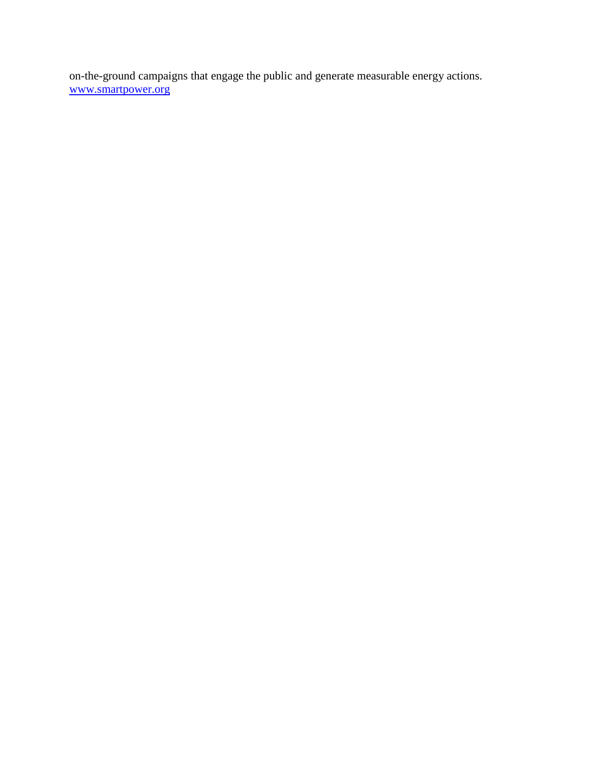on-the-ground campaigns that engage the public and generate measurable energy actions.
[www.smartpower.org](http://www.smartpower.org)